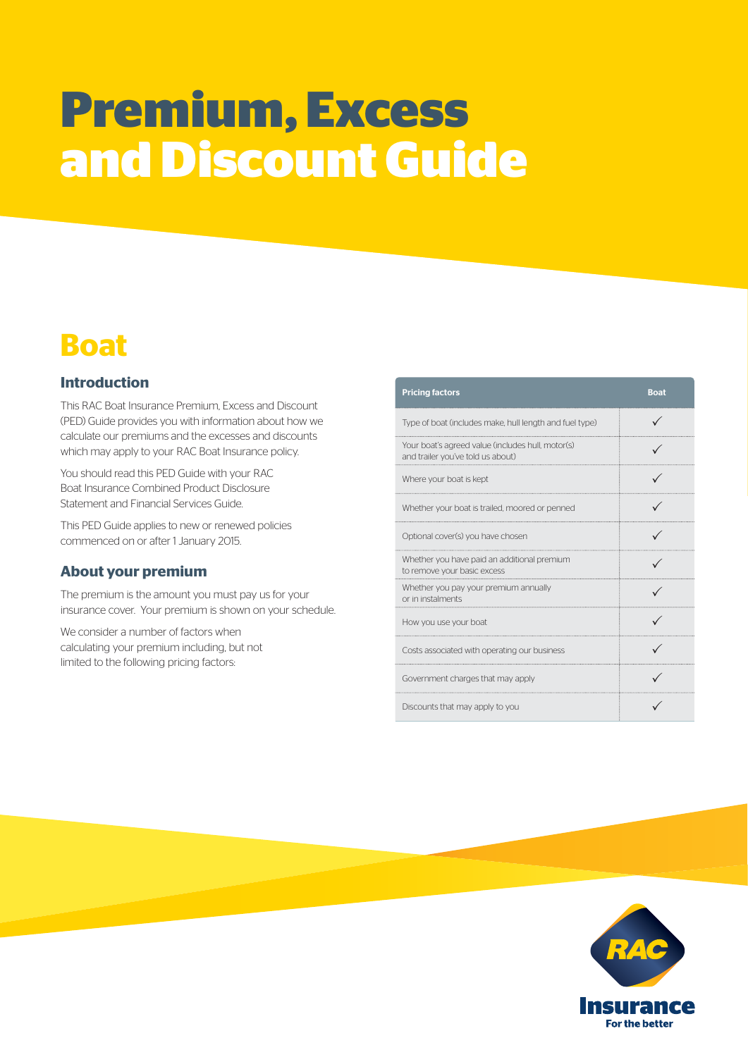# Premium, Excess and Discount Guide

## Boat

### Introduction

This RAC Boat Insurance Premium, Excess and Discount (PED) Guide provides you with information about how we calculate our premiums and the excesses and discounts which may apply to your RAC Boat Insurance policy.

You should read this PED Guide with your RAC Boat Insurance Combined Product Disclosure Statement and Financial Services Guide.

This PED Guide applies to new or renewed policies commenced on or after 1 January 2015.

### About your premium

The premium is the amount you must pay us for your insurance cover. Your premium is shown on your schedule.

We consider a number of factors when calculating your premium including, but not limited to the following pricing factors:

| Pricing factors | Boat |
|---|---|
| Type of boat (includes make, hull length and fuel type) | ✓ |
| Your boat's agreed value (includes hull, motor(s) and trailer you've told us about) | ✓ |
| Where your boat is kept | ✓ |
| Whether your boat is trailed, moored or penned | ✓ |
| Optional cover(s) you have chosen | ✓ |
| Whether you have paid an additional premium to remove your basic excess | ✓ |
| Whether you pay your premium annually or in instalments | ✓ |
| How you use your boat | ✓ |
| Costs associated with operating our business | ✓ |
| Government charges that may apply | ✓ |
| Discounts that may apply to you | ✓ |

RAC Insurance For the better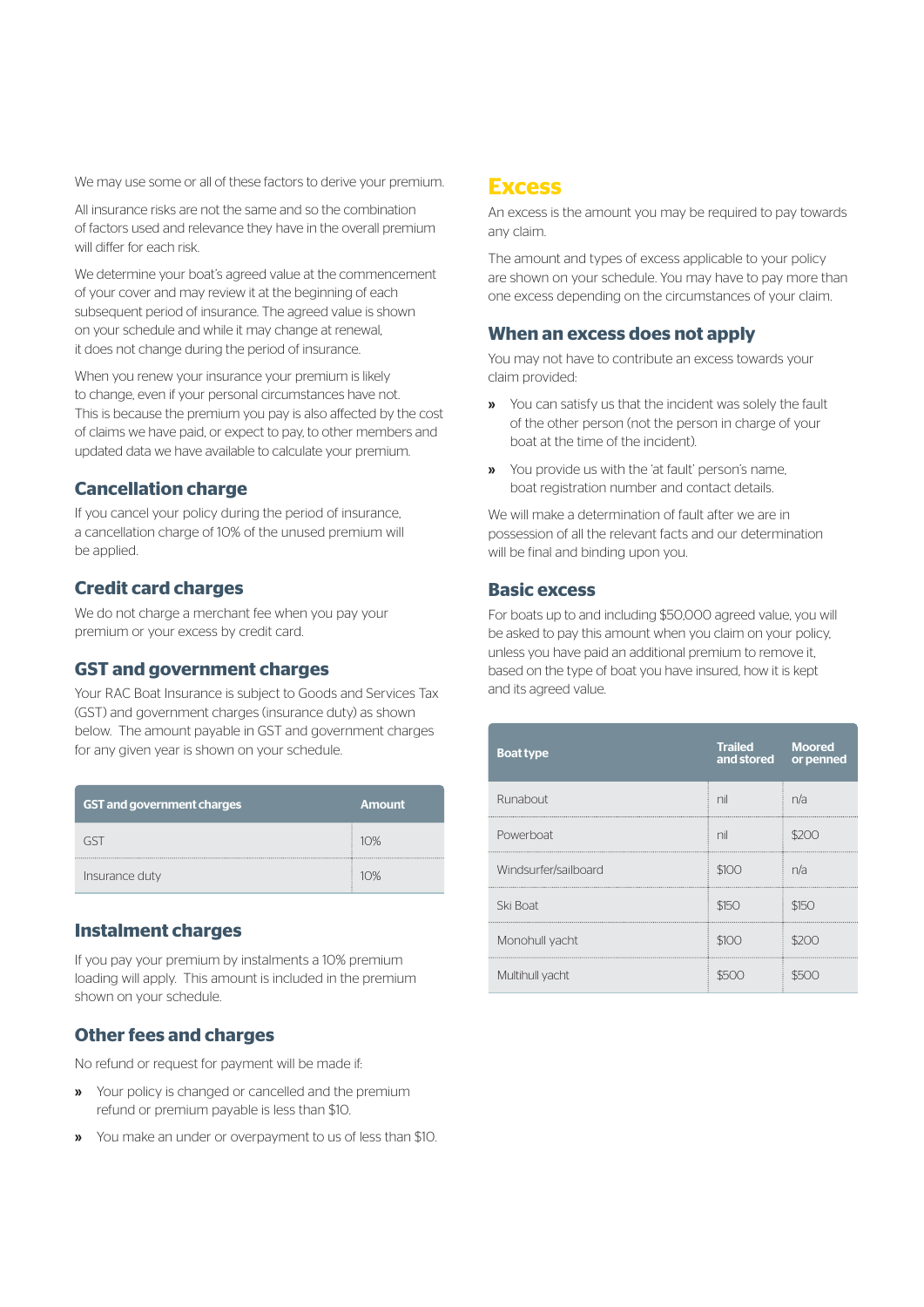We may use some or all of these factors to derive your premium.

All insurance risks are not the same and so the combination of factors used and relevance they have in the overall premium will differ for each risk.

We determine your boat's agreed value at the commencement of your cover and may review it at the beginning of each subsequent period of insurance. The agreed value is shown on your schedule and while it may change at renewal, it does not change during the period of insurance.

When you renew your insurance your premium is likely to change, even if your personal circumstances have not. This is because the premium you pay is also affected by the cost of claims we have paid, or expect to pay, to other members and updated data we have available to calculate your premium.

### Cancellation charge

If you cancel your policy during the period of insurance, a cancellation charge of 10% of the unused premium will be applied.

### Credit card charges

We do not charge a merchant fee when you pay your premium or your excess by credit card.

### GST and government charges

Your RAC Boat Insurance is subject to Goods and Services Tax (GST) and government charges (insurance duty) as shown below. The amount payable in GST and government charges for any given year is shown on your schedule.

| GST and government charges | Amount |
|---|---|
| GST | 10% |
| Insurance duty | 10% |

### Instalment charges

If you pay your premium by instalments a 10% premium loading will apply. This amount is included in the premium shown on your schedule.

### Other fees and charges

No refund or request for payment will be made if:

- Your policy is changed or cancelled and the premium refund or premium payable is less than $10.
- You make an under or overpayment to us of less than $10.

## Excess

An excess is the amount you may be required to pay towards any claim.

The amount and types of excess applicable to your policy are shown on your schedule. You may have to pay more than one excess depending on the circumstances of your claim.

### When an excess does not apply

You may not have to contribute an excess towards your claim provided:

- You can satisfy us that the incident was solely the fault of the other person (not the person in charge of your boat at the time of the incident).
- You provide us with the 'at fault' person's name, boat registration number and contact details.

We will make a determination of fault after we are in possession of all the relevant facts and our determination will be final and binding upon you.

### Basic excess

For boats up to and including $50,000 agreed value, you will be asked to pay this amount when you claim on your policy, unless you have paid an additional premium to remove it, based on the type of boat you have insured, how it is kept and its agreed value.

| Boat type | Trailed and stored | Moored or penned |
|---|---|---|
| Runabout | nil | n/a |
| Powerboat | nil | $200 |
| Windsurfer/sailboard | $100 | n/a |
| Ski Boat | $150 | $150 |
| Monohull yacht | $100 | $200 |
| Multihull yacht | $500 | $500 |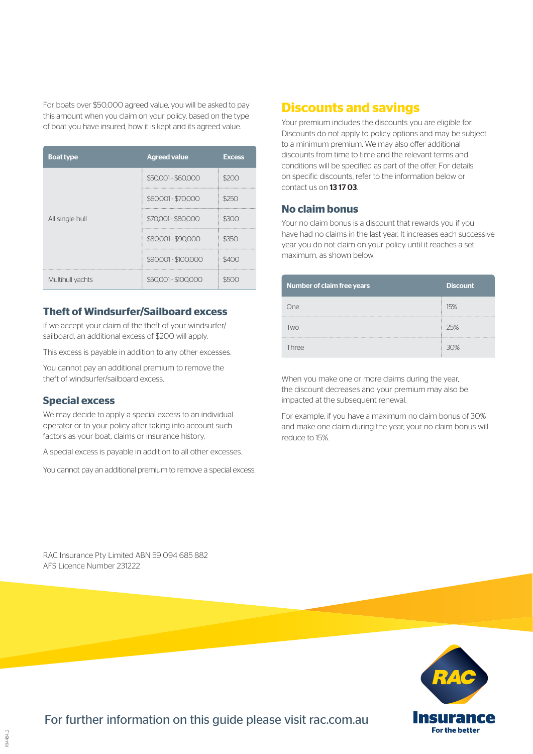For boats over $50,000 agreed value, you will be asked to pay this amount when you claim on your policy, based on the type of boat you have insured, how it is kept and its agreed value.

| Boat type | Agreed value | Excess |
|---|---|---|
| All single hull | $50,001 - $60,000 | $200 |
| | $60,001 - $70,000 | $250 |
| | $70,001 - $80,000 | $300 |
| | $80,001 - $90,000 | $350 |
| | $90,001 - $100,000 | $400 |
| Multihull yachts | $50,001 - $100,000 | $500 |

### Theft of Windsurfer/Sailboard excess

If we accept your claim of the theft of your windsurfer/sailboard, an additional excess of $200 will apply.

This excess is payable in addition to any other excesses.

You cannot pay an additional premium to remove the theft of windsurfer/sailboard excess.

### Special excess

We may decide to apply a special excess to an individual operator or to your policy after taking into account such factors as your boat, claims or insurance history.

A special excess is payable in addition to all other excesses.

You cannot pay an additional premium to remove a special excess.

## Discounts and savings

Your premium includes the discounts you are eligible for. Discounts do not apply to policy options and may be subject to a minimum premium. We may also offer additional discounts from time to time and the relevant terms and conditions will be specified as part of the offer. For details on specific discounts, refer to the information below or contact us on **13 17 03**.

### No claim bonus

Your no claim bonus is a discount that rewards you if you have had no claims in the last year. It increases each successive year you do not claim on your policy until it reaches a set maximum, as shown below.

| Number of claim free years | Discount |
|---|---|
| One | 15% |
| Two | 25% |
| Three | 30% |

When you make one or more claims during the year, the discount decreases and your premium may also be impacted at the subsequent renewal.

For example, if you have a maximum no claim bonus of 30% and make one claim during the year, your no claim bonus will reduce to 15%.

RAC Insurance Pty Limited ABN 59 094 685 882
AFS Licence Number 231222

For further information on this guide please visit rac.com.au

RAC Insurance For the better

R14484.2